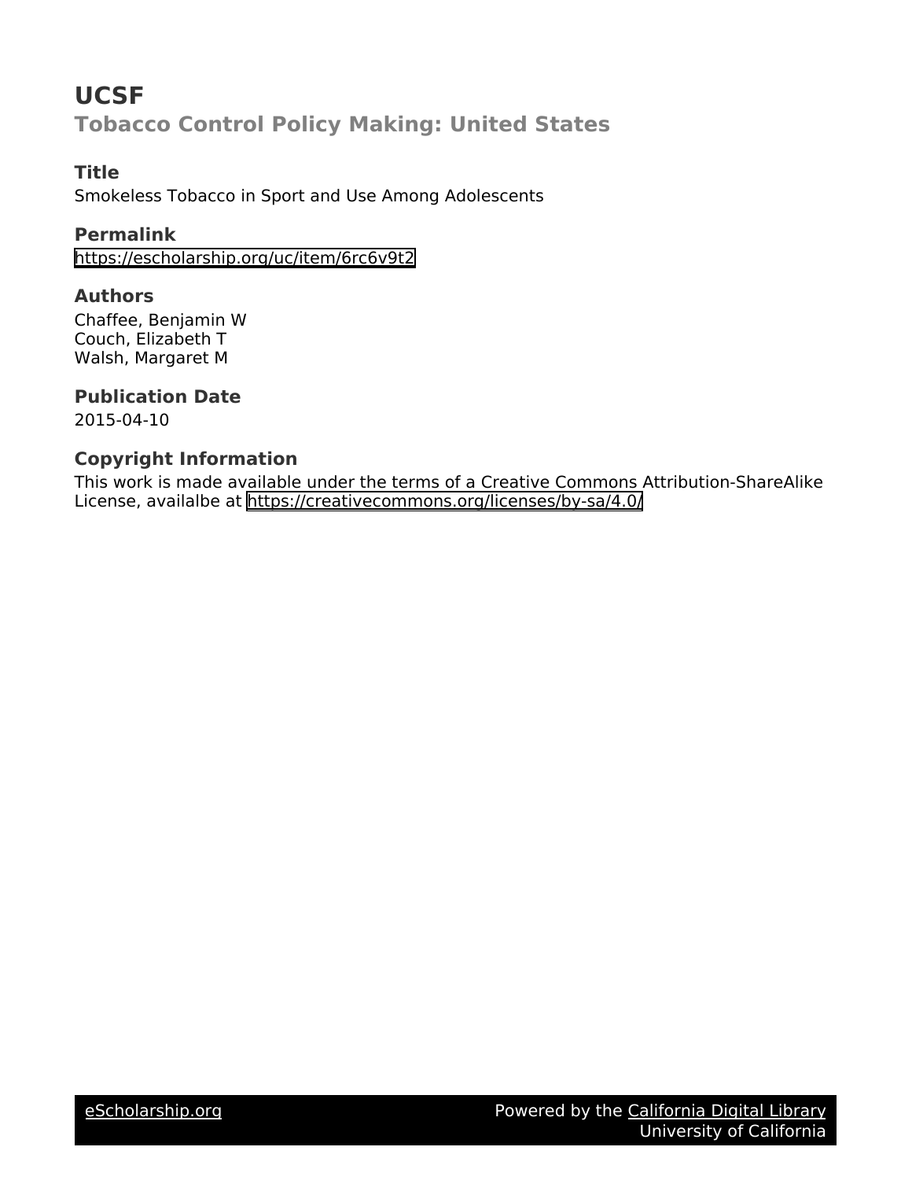# UCSF

## Tobacco Control Policy Making: United States

### Title

Smokeless Tobacco in Sport and Use Among Adolescents

### Permalink

https://escholarship.org/uc/item/6rc6v9t2

### Authors

Chaffee, Benjamin W
Couch, Elizabeth T
Walsh, Margaret M

### Publication Date

2015-04-10

### Copyright Information

This work is made available under the terms of a Creative Commons Attribution-ShareAlike License, availalbe at https://creativecommons.org/licenses/by-sa/4.0/

eScholarship.org Powered by the California Digital Library University of California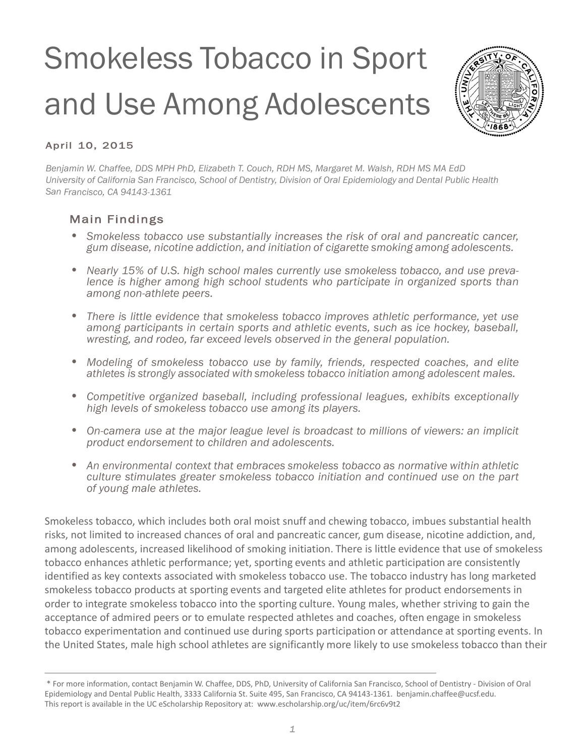// Smokeless Tobacco in Sport and Use Among Adolescents

April 10, 2015

*Benjamin W. Chaffee, DDS MPH PhD, Elizabeth T. Couch, RDH MS, Margaret M. Walsh, RDH MS MA EdD*
*University of California San Francisco, School of Dentistry, Division of Oral Epidemiology and Dental Public Health*
*San Francisco, CA 94143-1361*

## Main Findings

- *Smokeless tobacco use substantially increases the risk of oral and pancreatic cancer, gum disease, nicotine addiction, and initiation of cigarette smoking among adolescents.*
- *Nearly 15% of U.S. high school males currently use smokeless tobacco, and use prevalence is higher among high school students who participate in organized sports than among non-athlete peers.*
- *There is little evidence that smokeless tobacco improves athletic performance, yet use among participants in certain sports and athletic events, such as ice hockey, baseball, wresting, and rodeo, far exceed levels observed in the general population.*
- *Modeling of smokeless tobacco use by family, friends, respected coaches, and elite athletes is strongly associated with smokeless tobacco initiation among adolescent males.*
- *Competitive organized baseball, including professional leagues, exhibits exceptionally high levels of smokeless tobacco use among its players.*
- *On-camera use at the major league level is broadcast to millions of viewers: an implicit product endorsement to children and adolescents.*
- *An environmental context that embraces smokeless tobacco as normative within athletic culture stimulates greater smokeless tobacco initiation and continued use on the part of young male athletes.*

Smokeless tobacco, which includes both oral moist snuff and chewing tobacco, imbues substantial health risks, not limited to increased chances of oral and pancreatic cancer, gum disease, nicotine addiction, and, among adolescents, increased likelihood of smoking initiation. There is little evidence that use of smokeless tobacco enhances athletic performance; yet, sporting events and athletic participation are consistently identified as key contexts associated with smokeless tobacco use. The tobacco industry has long marketed smokeless tobacco products at sporting events and targeted elite athletes for product endorsements in order to integrate smokeless tobacco into the sporting culture. Young males, whether striving to gain the acceptance of admired peers or to emulate respected athletes and coaches, often engage in smokeless tobacco experimentation and continued use during sports participation or attendance at sporting events. In the United States, male high school athletes are significantly more likely to use smokeless tobacco than their

---

\* For more information, contact Benjamin W. Chaffee, DDS, PhD, University of California San Francisco, School of Dentistry - Division of Oral Epidemiology and Dental Public Health, 3333 California St. Suite 495, San Francisco, CA 94143-1361. benjamin.chaffee@ucsf.edu. This report is available in the UC eScholarship Repository at: www.escholarship.org/uc/item/6rc6v9t2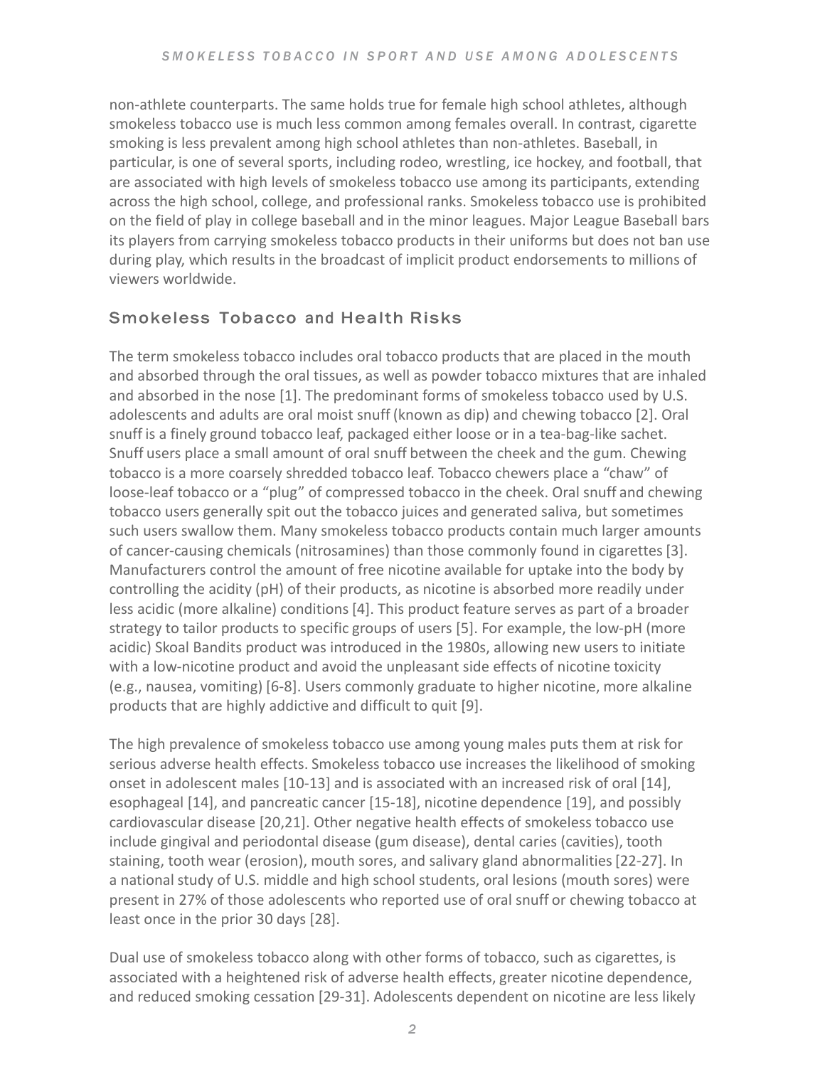non-athlete counterparts. The same holds true for female high school athletes, although smokeless tobacco use is much less common among females overall. In contrast, cigarette smoking is less prevalent among high school athletes than non-athletes. Baseball, in particular, is one of several sports, including rodeo, wrestling, ice hockey, and football, that are associated with high levels of smokeless tobacco use among its participants, extending across the high school, college, and professional ranks. Smokeless tobacco use is prohibited on the field of play in college baseball and in the minor leagues. Major League Baseball bars its players from carrying smokeless tobacco products in their uniforms but does not ban use during play, which results in the broadcast of implicit product endorsements to millions of viewers worldwide.

## Smokeless Tobacco and Health Risks

The term smokeless tobacco includes oral tobacco products that are placed in the mouth and absorbed through the oral tissues, as well as powder tobacco mixtures that are inhaled and absorbed in the nose [1]. The predominant forms of smokeless tobacco used by U.S. adolescents and adults are oral moist snuff (known as dip) and chewing tobacco [2]. Oral snuff is a finely ground tobacco leaf, packaged either loose or in a tea-bag-like sachet. Snuff users place a small amount of oral snuff between the cheek and the gum. Chewing tobacco is a more coarsely shredded tobacco leaf. Tobacco chewers place a "chaw" of loose-leaf tobacco or a "plug" of compressed tobacco in the cheek. Oral snuff and chewing tobacco users generally spit out the tobacco juices and generated saliva, but sometimes such users swallow them. Many smokeless tobacco products contain much larger amounts of cancer-causing chemicals (nitrosamines) than those commonly found in cigarettes [3]. Manufacturers control the amount of free nicotine available for uptake into the body by controlling the acidity (pH) of their products, as nicotine is absorbed more readily under less acidic (more alkaline) conditions [4]. This product feature serves as part of a broader strategy to tailor products to specific groups of users [5]. For example, the low-pH (more acidic) Skoal Bandits product was introduced in the 1980s, allowing new users to initiate with a low-nicotine product and avoid the unpleasant side effects of nicotine toxicity (e.g., nausea, vomiting) [6-8]. Users commonly graduate to higher nicotine, more alkaline products that are highly addictive and difficult to quit [9].

The high prevalence of smokeless tobacco use among young males puts them at risk for serious adverse health effects. Smokeless tobacco use increases the likelihood of smoking onset in adolescent males [10-13] and is associated with an increased risk of oral [14], esophageal [14], and pancreatic cancer [15-18], nicotine dependence [19], and possibly cardiovascular disease [20,21]. Other negative health effects of smokeless tobacco use include gingival and periodontal disease (gum disease), dental caries (cavities), tooth staining, tooth wear (erosion), mouth sores, and salivary gland abnormalities [22-27]. In a national study of U.S. middle and high school students, oral lesions (mouth sores) were present in 27% of those adolescents who reported use of oral snuff or chewing tobacco at least once in the prior 30 days [28].

Dual use of smokeless tobacco along with other forms of tobacco, such as cigarettes, is associated with a heightened risk of adverse health effects, greater nicotine dependence, and reduced smoking cessation [29-31]. Adolescents dependent on nicotine are less likely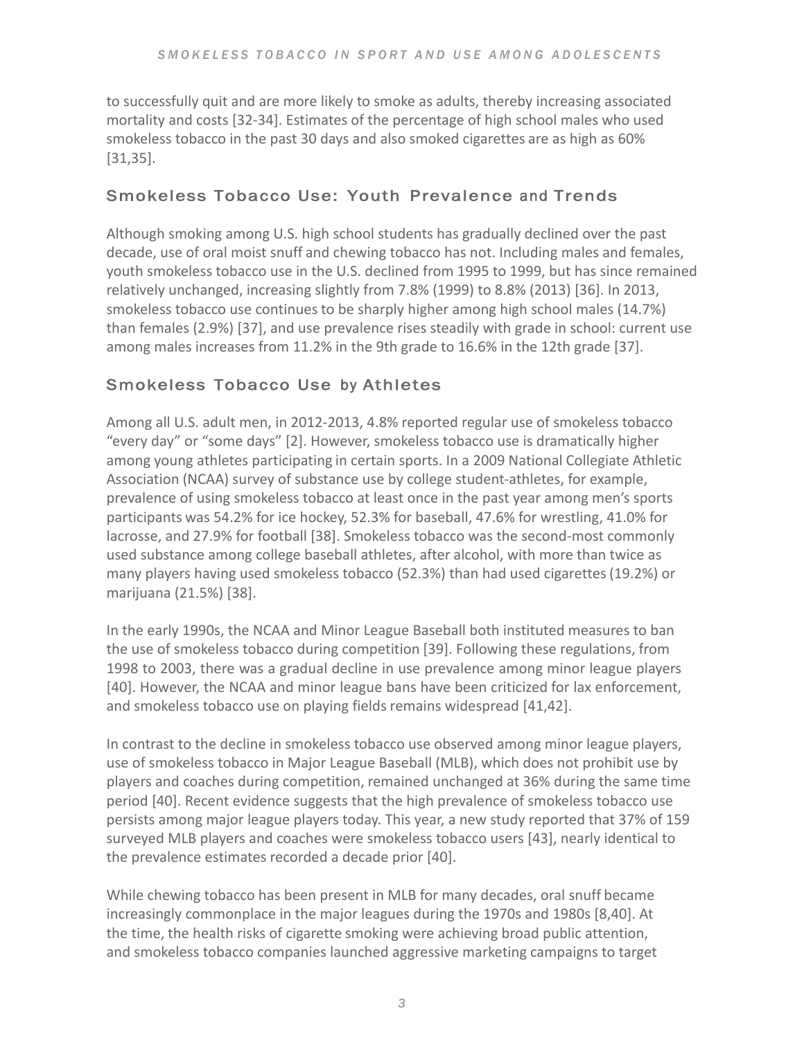to successfully quit and are more likely to smoke as adults, thereby increasing associated mortality and costs [32-34]. Estimates of the percentage of high school males who used smokeless tobacco in the past 30 days and also smoked cigarettes are as high as 60% [31,35].

## Smokeless Tobacco Use: Youth Prevalence and Trends

Although smoking among U.S. high school students has gradually declined over the past decade, use of oral moist snuff and chewing tobacco has not. Including males and females, youth smokeless tobacco use in the U.S. declined from 1995 to 1999, but has since remained relatively unchanged, increasing slightly from 7.8% (1999) to 8.8% (2013) [36]. In 2013, smokeless tobacco use continues to be sharply higher among high school males (14.7%) than females (2.9%) [37], and use prevalence rises steadily with grade in school: current use among males increases from 11.2% in the 9th grade to 16.6% in the 12th grade [37].

## Smokeless Tobacco Use by Athletes

Among all U.S. adult men, in 2012-2013, 4.8% reported regular use of smokeless tobacco "every day" or "some days" [2]. However, smokeless tobacco use is dramatically higher among young athletes participating in certain sports. In a 2009 National Collegiate Athletic Association (NCAA) survey of substance use by college student-athletes, for example, prevalence of using smokeless tobacco at least once in the past year among men's sports participants was 54.2% for ice hockey, 52.3% for baseball, 47.6% for wrestling, 41.0% for lacrosse, and 27.9% for football [38]. Smokeless tobacco was the second-most commonly used substance among college baseball athletes, after alcohol, with more than twice as many players having used smokeless tobacco (52.3%) than had used cigarettes (19.2%) or marijuana (21.5%) [38].

In the early 1990s, the NCAA and Minor League Baseball both instituted measures to ban the use of smokeless tobacco during competition [39]. Following these regulations, from 1998 to 2003, there was a gradual decline in use prevalence among minor league players [40]. However, the NCAA and minor league bans have been criticized for lax enforcement, and smokeless tobacco use on playing fields remains widespread [41,42].

In contrast to the decline in smokeless tobacco use observed among minor league players, use of smokeless tobacco in Major League Baseball (MLB), which does not prohibit use by players and coaches during competition, remained unchanged at 36% during the same time period [40]. Recent evidence suggests that the high prevalence of smokeless tobacco use persists among major league players today. This year, a new study reported that 37% of 159 surveyed MLB players and coaches were smokeless tobacco users [43], nearly identical to the prevalence estimates recorded a decade prior [40].

While chewing tobacco has been present in MLB for many decades, oral snuff became increasingly commonplace in the major leagues during the 1970s and 1980s [8,40]. At the time, the health risks of cigarette smoking were achieving broad public attention, and smokeless tobacco companies launched aggressive marketing campaigns to target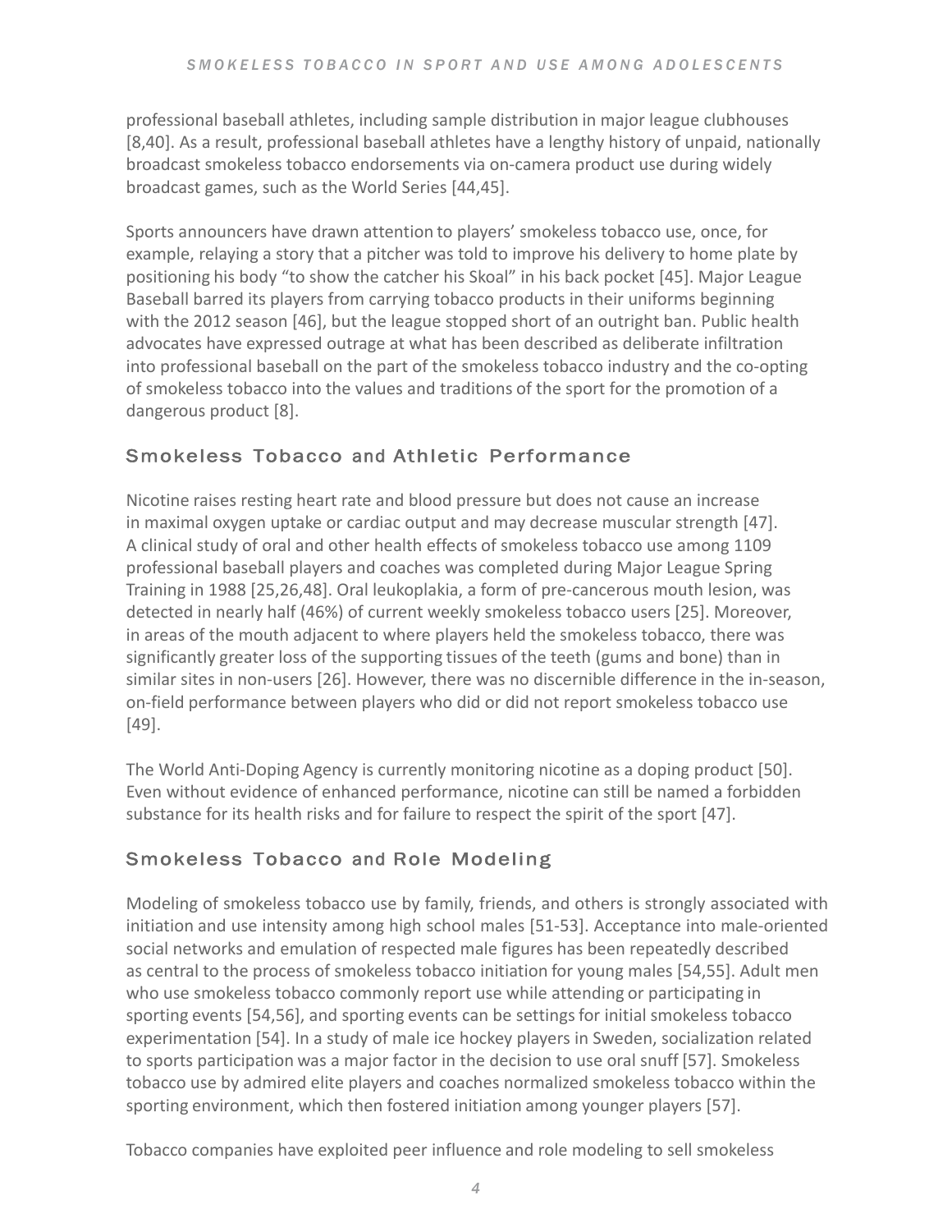professional baseball athletes, including sample distribution in major league clubhouses [8,40]. As a result, professional baseball athletes have a lengthy history of unpaid, nationally broadcast smokeless tobacco endorsements via on-camera product use during widely broadcast games, such as the World Series [44,45].

Sports announcers have drawn attention to players' smokeless tobacco use, once, for example, relaying a story that a pitcher was told to improve his delivery to home plate by positioning his body "to show the catcher his Skoal" in his back pocket [45]. Major League Baseball barred its players from carrying tobacco products in their uniforms beginning with the 2012 season [46], but the league stopped short of an outright ban. Public health advocates have expressed outrage at what has been described as deliberate infiltration into professional baseball on the part of the smokeless tobacco industry and the co-opting of smokeless tobacco into the values and traditions of the sport for the promotion of a dangerous product [8].

## Smokeless Tobacco and Athletic Performance

Nicotine raises resting heart rate and blood pressure but does not cause an increase in maximal oxygen uptake or cardiac output and may decrease muscular strength [47]. A clinical study of oral and other health effects of smokeless tobacco use among 1109 professional baseball players and coaches was completed during Major League Spring Training in 1988 [25,26,48]. Oral leukoplakia, a form of pre-cancerous mouth lesion, was detected in nearly half (46%) of current weekly smokeless tobacco users [25]. Moreover, in areas of the mouth adjacent to where players held the smokeless tobacco, there was significantly greater loss of the supporting tissues of the teeth (gums and bone) than in similar sites in non-users [26]. However, there was no discernible difference in the in-season, on-field performance between players who did or did not report smokeless tobacco use [49].

The World Anti-Doping Agency is currently monitoring nicotine as a doping product [50]. Even without evidence of enhanced performance, nicotine can still be named a forbidden substance for its health risks and for failure to respect the spirit of the sport [47].

## Smokeless Tobacco and Role Modeling

Modeling of smokeless tobacco use by family, friends, and others is strongly associated with initiation and use intensity among high school males [51-53]. Acceptance into male-oriented social networks and emulation of respected male figures has been repeatedly described as central to the process of smokeless tobacco initiation for young males [54,55]. Adult men who use smokeless tobacco commonly report use while attending or participating in sporting events [54,56], and sporting events can be settings for initial smokeless tobacco experimentation [54]. In a study of male ice hockey players in Sweden, socialization related to sports participation was a major factor in the decision to use oral snuff [57]. Smokeless tobacco use by admired elite players and coaches normalized smokeless tobacco within the sporting environment, which then fostered initiation among younger players [57].

Tobacco companies have exploited peer influence and role modeling to sell smokeless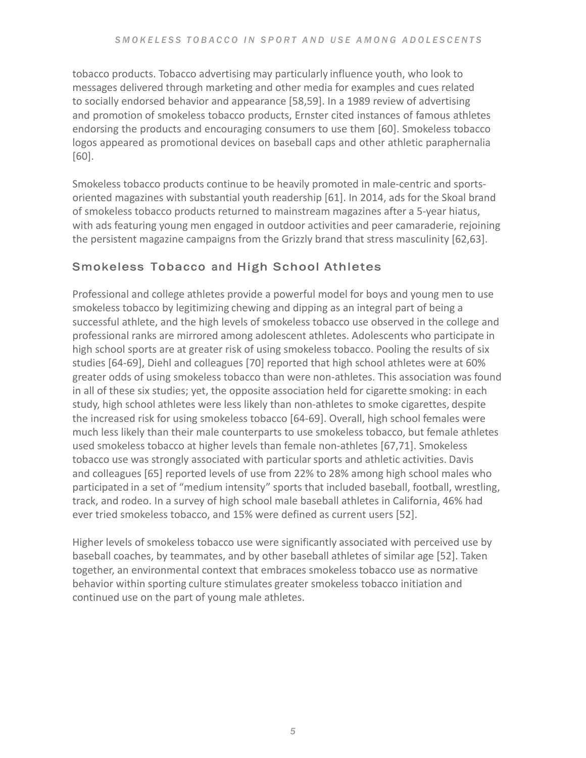tobacco products. Tobacco advertising may particularly influence youth, who look to messages delivered through marketing and other media for examples and cues related to socially endorsed behavior and appearance [58,59]. In a 1989 review of advertising and promotion of smokeless tobacco products, Ernster cited instances of famous athletes endorsing the products and encouraging consumers to use them [60]. Smokeless tobacco logos appeared as promotional devices on baseball caps and other athletic paraphernalia [60].

Smokeless tobacco products continue to be heavily promoted in male-centric and sports-oriented magazines with substantial youth readership [61]. In 2014, ads for the Skoal brand of smokeless tobacco products returned to mainstream magazines after a 5-year hiatus, with ads featuring young men engaged in outdoor activities and peer camaraderie, rejoining the persistent magazine campaigns from the Grizzly brand that stress masculinity [62,63].

## Smokeless Tobacco and High School Athletes

Professional and college athletes provide a powerful model for boys and young men to use smokeless tobacco by legitimizing chewing and dipping as an integral part of being a successful athlete, and the high levels of smokeless tobacco use observed in the college and professional ranks are mirrored among adolescent athletes. Adolescents who participate in high school sports are at greater risk of using smokeless tobacco. Pooling the results of six studies [64-69], Diehl and colleagues [70] reported that high school athletes were at 60% greater odds of using smokeless tobacco than were non-athletes. This association was found in all of these six studies; yet, the opposite association held for cigarette smoking: in each study, high school athletes were less likely than non-athletes to smoke cigarettes, despite the increased risk for using smokeless tobacco [64-69]. Overall, high school females were much less likely than their male counterparts to use smokeless tobacco, but female athletes used smokeless tobacco at higher levels than female non-athletes [67,71]. Smokeless tobacco use was strongly associated with particular sports and athletic activities. Davis and colleagues [65] reported levels of use from 22% to 28% among high school males who participated in a set of "medium intensity" sports that included baseball, football, wrestling, track, and rodeo. In a survey of high school male baseball athletes in California, 46% had ever tried smokeless tobacco, and 15% were defined as current users [52].

Higher levels of smokeless tobacco use were significantly associated with perceived use by baseball coaches, by teammates, and by other baseball athletes of similar age [52]. Taken together, an environmental context that embraces smokeless tobacco use as normative behavior within sporting culture stimulates greater smokeless tobacco initiation and continued use on the part of young male athletes.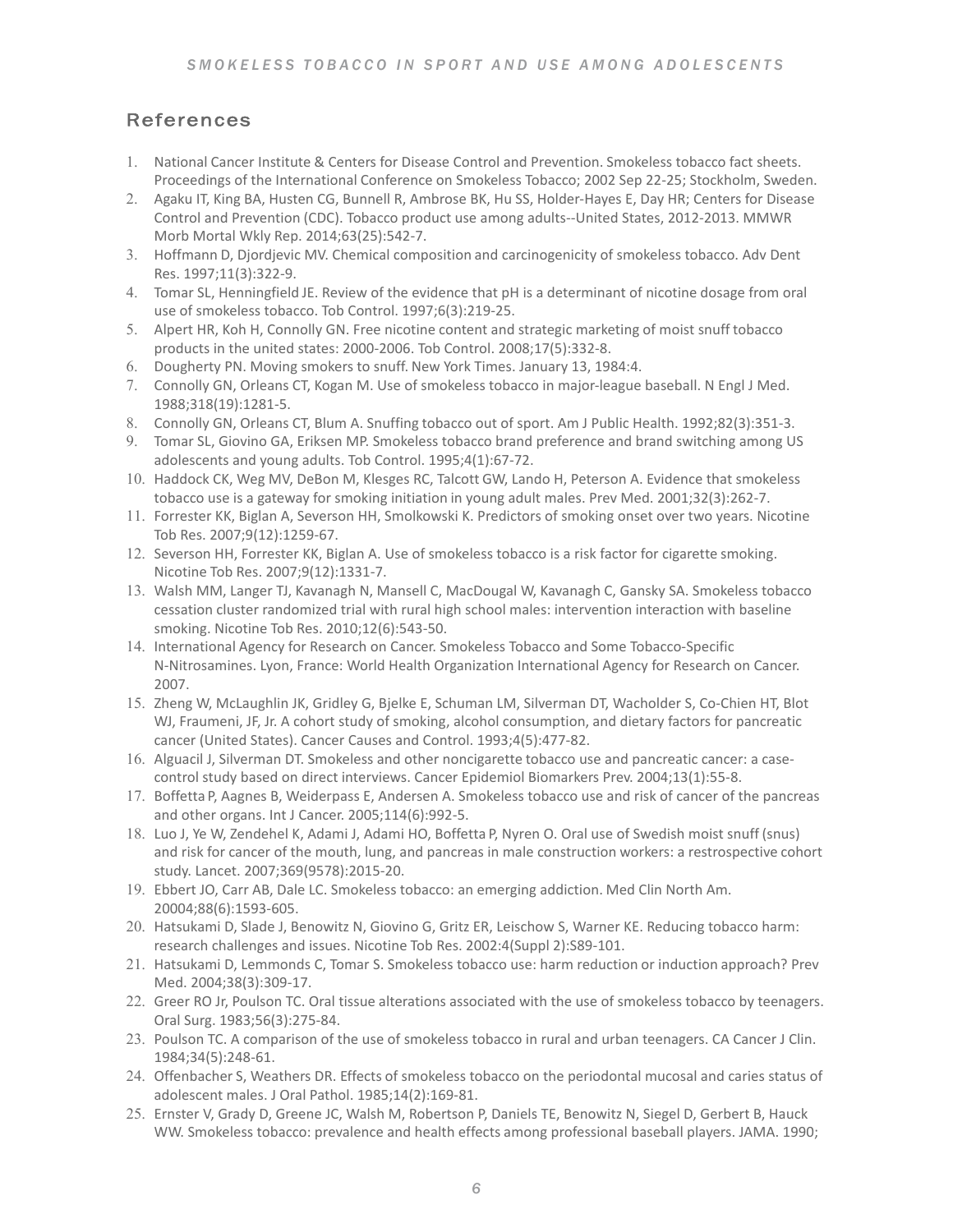## References

1. National Cancer Institute & Centers for Disease Control and Prevention. Smokeless tobacco fact sheets. Proceedings of the International Conference on Smokeless Tobacco; 2002 Sep 22-25; Stockholm, Sweden.
2. Agaku IT, King BA, Husten CG, Bunnell R, Ambrose BK, Hu SS, Holder-Hayes E, Day HR; Centers for Disease Control and Prevention (CDC). Tobacco product use among adults--United States, 2012-2013. MMWR Morb Mortal Wkly Rep. 2014;63(25):542-7.
3. Hoffmann D, Djordjevic MV. Chemical composition and carcinogenicity of smokeless tobacco. Adv Dent Res. 1997;11(3):322-9.
4. Tomar SL, Henningfield JE. Review of the evidence that pH is a determinant of nicotine dosage from oral use of smokeless tobacco. Tob Control. 1997;6(3):219-25.
5. Alpert HR, Koh H, Connolly GN. Free nicotine content and strategic marketing of moist snuff tobacco products in the united states: 2000-2006. Tob Control. 2008;17(5):332-8.
6. Dougherty PN. Moving smokers to snuff. New York Times. January 13, 1984:4.
7. Connolly GN, Orleans CT, Kogan M. Use of smokeless tobacco in major-league baseball. N Engl J Med. 1988;318(19):1281-5.
8. Connolly GN, Orleans CT, Blum A. Snuffing tobacco out of sport. Am J Public Health. 1992;82(3):351-3.
9. Tomar SL, Giovino GA, Eriksen MP. Smokeless tobacco brand preference and brand switching among US adolescents and young adults. Tob Control. 1995;4(1):67-72.
10. Haddock CK, Weg MV, DeBon M, Klesges RC, Talcott GW, Lando H, Peterson A. Evidence that smokeless tobacco use is a gateway for smoking initiation in young adult males. Prev Med. 2001;32(3):262-7.
11. Forrester KK, Biglan A, Severson HH, Smolkowski K. Predictors of smoking onset over two years. Nicotine Tob Res. 2007;9(12):1259-67.
12. Severson HH, Forrester KK, Biglan A. Use of smokeless tobacco is a risk factor for cigarette smoking. Nicotine Tob Res. 2007;9(12):1331-7.
13. Walsh MM, Langer TJ, Kavanagh N, Mansell C, MacDougal W, Kavanagh C, Gansky SA. Smokeless tobacco cessation cluster randomized trial with rural high school males: intervention interaction with baseline smoking. Nicotine Tob Res. 2010;12(6):543-50.
14. International Agency for Research on Cancer. Smokeless Tobacco and Some Tobacco-Specific N-Nitrosamines. Lyon, France: World Health Organization International Agency for Research on Cancer. 2007.
15. Zheng W, McLaughlin JK, Gridley G, Bjelke E, Schuman LM, Silverman DT, Wacholder S, Co-Chien HT, Blot WJ, Fraumeni, JF, Jr. A cohort study of smoking, alcohol consumption, and dietary factors for pancreatic cancer (United States). Cancer Causes and Control. 1993;4(5):477-82.
16. Alguacil J, Silverman DT. Smokeless and other noncigarette tobacco use and pancreatic cancer: a case-control study based on direct interviews. Cancer Epidemiol Biomarkers Prev. 2004;13(1):55-8.
17. Boffetta P, Aagnes B, Weiderpass E, Andersen A. Smokeless tobacco use and risk of cancer of the pancreas and other organs. Int J Cancer. 2005;114(6):992-5.
18. Luo J, Ye W, Zendehel K, Adami J, Adami HO, Boffetta P, Nyren O. Oral use of Swedish moist snuff (snus) and risk for cancer of the mouth, lung, and pancreas in male construction workers: a restrospective cohort study. Lancet. 2007;369(9578):2015-20.
19. Ebbert JO, Carr AB, Dale LC. Smokeless tobacco: an emerging addiction. Med Clin North Am. 20004;88(6):1593-605.
20. Hatsukami D, Slade J, Benowitz N, Giovino G, Gritz ER, Leischow S, Warner KE. Reducing tobacco harm: research challenges and issues. Nicotine Tob Res. 2002:4(Suppl 2):S89-101.
21. Hatsukami D, Lemmonds C, Tomar S. Smokeless tobacco use: harm reduction or induction approach? Prev Med. 2004;38(3):309-17.
22. Greer RO Jr, Poulson TC. Oral tissue alterations associated with the use of smokeless tobacco by teenagers. Oral Surg. 1983;56(3):275-84.
23. Poulson TC. A comparison of the use of smokeless tobacco in rural and urban teenagers. CA Cancer J Clin. 1984;34(5):248-61.
24. Offenbacher S, Weathers DR. Effects of smokeless tobacco on the periodontal mucosal and caries status of adolescent males. J Oral Pathol. 1985;14(2):169-81.
25. Ernster V, Grady D, Greene JC, Walsh M, Robertson P, Daniels TE, Benowitz N, Siegel D, Gerbert B, Hauck WW. Smokeless tobacco: prevalence and health effects among professional baseball players. JAMA. 1990;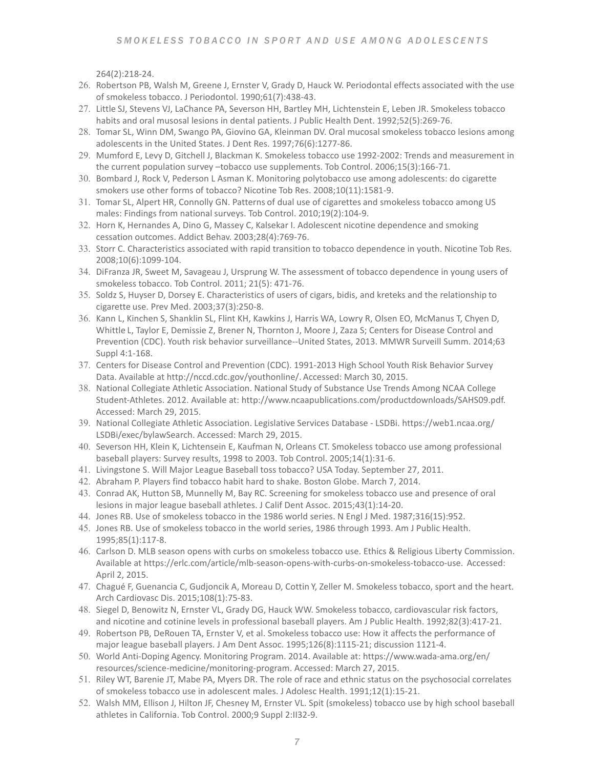264(2):218-24.

26. Robertson PB, Walsh M, Greene J, Ernster V, Grady D, Hauck W. Periodontal effects associated with the use of smokeless tobacco. J Periodontol. 1990;61(7):438-43.
27. Little SJ, Stevens VJ, LaChance PA, Severson HH, Bartley MH, Lichtenstein E, Leben JR. Smokeless tobacco habits and oral musosal lesions in dental patients. J Public Health Dent. 1992;52(5):269-76.
28. Tomar SL, Winn DM, Swango PA, Giovino GA, Kleinman DV. Oral mucosal smokeless tobacco lesions among adolescents in the United States. J Dent Res. 1997;76(6):1277-86.
29. Mumford E, Levy D, Gitchell J, Blackman K. Smokeless tobacco use 1992-2002: Trends and measurement in the current population survey –tobacco use supplements. Tob Control. 2006;15(3):166-71.
30. Bombard J, Rock V, Pederson L Asman K. Monitoring polytobacco use among adolescents: do cigarette smokers use other forms of tobacco? Nicotine Tob Res. 2008;10(11):1581-9.
31. Tomar SL, Alpert HR, Connolly GN. Patterns of dual use of cigarettes and smokeless tobacco among US males: Findings from national surveys. Tob Control. 2010;19(2):104-9.
32. Horn K, Hernandes A, Dino G, Massey C, Kalsekar I. Adolescent nicotine dependence and smoking cessation outcomes. Addict Behav. 2003;28(4):769-76.
33. Storr C. Characteristics associated with rapid transition to tobacco dependence in youth. Nicotine Tob Res. 2008;10(6):1099-104.
34. DiFranza JR, Sweet M, Savageau J, Ursprung W. The assessment of tobacco dependence in young users of smokeless tobacco. Tob Control. 2011; 21(5): 471-76.
35. Soldz S, Huyser D, Dorsey E. Characteristics of users of cigars, bidis, and kreteks and the relationship to cigarette use. Prev Med. 2003;37(3):250-8.
36. Kann L, Kinchen S, Shanklin SL, Flint KH, Kawkins J, Harris WA, Lowry R, Olsen EO, McManus T, Chyen D, Whittle L, Taylor E, Demissie Z, Brener N, Thornton J, Moore J, Zaza S; Centers for Disease Control and Prevention (CDC). Youth risk behavior surveillance--United States, 2013. MMWR Surveill Summ. 2014;63 Suppl 4:1-168.
37. Centers for Disease Control and Prevention (CDC). 1991-2013 High School Youth Risk Behavior Survey Data. Available at http://nccd.cdc.gov/youthonline/. Accessed: March 30, 2015.
38. National Collegiate Athletic Association. National Study of Substance Use Trends Among NCAA College Student-Athletes. 2012. Available at: http://www.ncaapublications.com/productdownloads/SAHS09.pdf. Accessed: March 29, 2015.
39. National Collegiate Athletic Association. Legislative Services Database - LSDBi. https://web1.ncaa.org/LSDBi/exec/bylawSearch. Accessed: March 29, 2015.
40. Severson HH, Klein K, Lichtensein E, Kaufman N, Orleans CT. Smokeless tobacco use among professional baseball players: Survey results, 1998 to 2003. Tob Control. 2005;14(1):31-6.
41. Livingstone S. Will Major League Baseball toss tobacco? USA Today. September 27, 2011.
42. Abraham P. Players find tobacco habit hard to shake. Boston Globe. March 7, 2014.
43. Conrad AK, Hutton SB, Munnelly M, Bay RC. Screening for smokeless tobacco use and presence of oral lesions in major league baseball athletes. J Calif Dent Assoc. 2015;43(1):14-20.
44. Jones RB. Use of smokeless tobacco in the 1986 world series. N Engl J Med. 1987;316(15):952.
45. Jones RB. Use of smokeless tobacco in the world series, 1986 through 1993. Am J Public Health. 1995;85(1):117-8.
46. Carlson D. MLB season opens with curbs on smokeless tobacco use. Ethics & Religious Liberty Commission. Available at https://erlc.com/article/mlb-season-opens-with-curbs-on-smokeless-tobacco-use. Accessed: April 2, 2015.
47. Chagué F, Guenancia C, Gudjoncik A, Moreau D, Cottin Y, Zeller M. Smokeless tobacco, sport and the heart. Arch Cardiovasc Dis. 2015;108(1):75-83.
48. Siegel D, Benowitz N, Ernster VL, Grady DG, Hauck WW. Smokeless tobacco, cardiovascular risk factors, and nicotine and cotinine levels in professional baseball players. Am J Public Health. 1992;82(3):417-21.
49. Robertson PB, DeRouen TA, Ernster V, et al. Smokeless tobacco use: How it affects the performance of major league baseball players. J Am Dent Assoc. 1995;126(8):1115-21; discussion 1121-4.
50. World Anti-Doping Agency. Monitoring Program. 2014. Available at: https://www.wada-ama.org/en/resources/science-medicine/monitoring-program. Accessed: March 27, 2015.
51. Riley WT, Barenie JT, Mabe PA, Myers DR. The role of race and ethnic status on the psychosocial correlates of smokeless tobacco use in adolescent males. J Adolesc Health. 1991;12(1):15-21.
52. Walsh MM, Ellison J, Hilton JF, Chesney M, Ernster VL. Spit (smokeless) tobacco use by high school baseball athletes in California. Tob Control. 2000;9 Suppl 2:II32-9.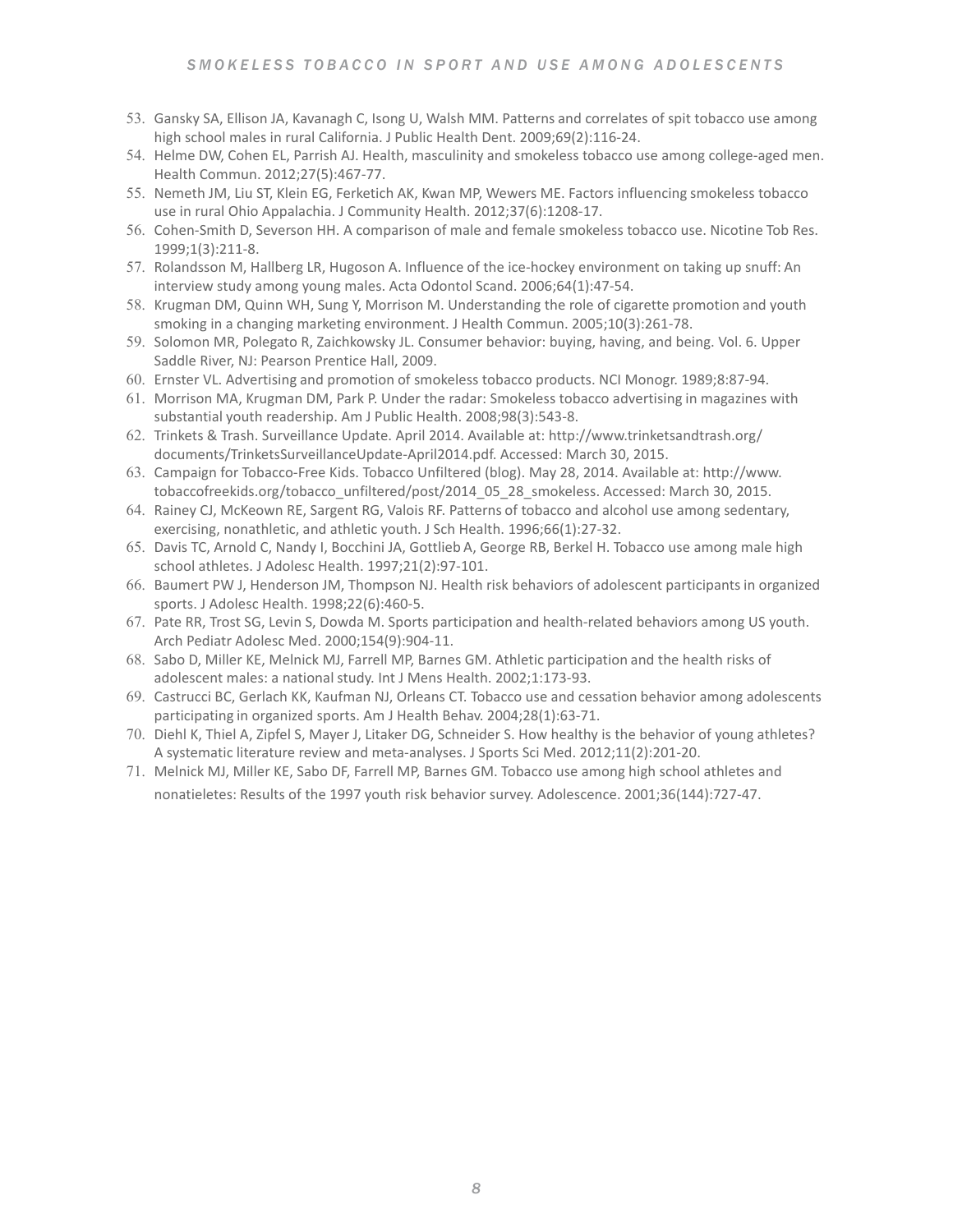53. Gansky SA, Ellison JA, Kavanagh C, Isong U, Walsh MM. Patterns and correlates of spit tobacco use among high school males in rural California. J Public Health Dent. 2009;69(2):116-24.
54. Helme DW, Cohen EL, Parrish AJ. Health, masculinity and smokeless tobacco use among college-aged men. Health Commun. 2012;27(5):467-77.
55. Nemeth JM, Liu ST, Klein EG, Ferketich AK, Kwan MP, Wewers ME. Factors influencing smokeless tobacco use in rural Ohio Appalachia. J Community Health. 2012;37(6):1208-17.
56. Cohen-Smith D, Severson HH. A comparison of male and female smokeless tobacco use. Nicotine Tob Res. 1999;1(3):211-8.
57. Rolandsson M, Hallberg LR, Hugoson A. Influence of the ice-hockey environment on taking up snuff: An interview study among young males. Acta Odontol Scand. 2006;64(1):47-54.
58. Krugman DM, Quinn WH, Sung Y, Morrison M. Understanding the role of cigarette promotion and youth smoking in a changing marketing environment. J Health Commun. 2005;10(3):261-78.
59. Solomon MR, Polegato R, Zaichkowsky JL. Consumer behavior: buying, having, and being. Vol. 6. Upper Saddle River, NJ: Pearson Prentice Hall, 2009.
60. Ernster VL. Advertising and promotion of smokeless tobacco products. NCI Monogr. 1989;8:87-94.
61. Morrison MA, Krugman DM, Park P. Under the radar: Smokeless tobacco advertising in magazines with substantial youth readership. Am J Public Health. 2008;98(3):543-8.
62. Trinkets & Trash. Surveillance Update. April 2014. Available at: http://www.trinketsandtrash.org/documents/TrinketsSurveillanceUpdate-April2014.pdf. Accessed: March 30, 2015.
63. Campaign for Tobacco-Free Kids. Tobacco Unfiltered (blog). May 28, 2014. Available at: http://www.tobaccofreekids.org/tobacco_unfiltered/post/2014_05_28_smokeless. Accessed: March 30, 2015.
64. Rainey CJ, McKeown RE, Sargent RG, Valois RF. Patterns of tobacco and alcohol use among sedentary, exercising, nonathletic, and athletic youth. J Sch Health. 1996;66(1):27-32.
65. Davis TC, Arnold C, Nandy I, Bocchini JA, Gottlieb A, George RB, Berkel H. Tobacco use among male high school athletes. J Adolesc Health. 1997;21(2):97-101.
66. Baumert PW J, Henderson JM, Thompson NJ. Health risk behaviors of adolescent participants in organized sports. J Adolesc Health. 1998;22(6):460-5.
67. Pate RR, Trost SG, Levin S, Dowda M. Sports participation and health-related behaviors among US youth. Arch Pediatr Adolesc Med. 2000;154(9):904-11.
68. Sabo D, Miller KE, Melnick MJ, Farrell MP, Barnes GM. Athletic participation and the health risks of adolescent males: a national study. Int J Mens Health. 2002;1:173-93.
69. Castrucci BC, Gerlach KK, Kaufman NJ, Orleans CT. Tobacco use and cessation behavior among adolescents participating in organized sports. Am J Health Behav. 2004;28(1):63-71.
70. Diehl K, Thiel A, Zipfel S, Mayer J, Litaker DG, Schneider S. How healthy is the behavior of young athletes? A systematic literature review and meta-analyses. J Sports Sci Med. 2012;11(2):201-20.
71. Melnick MJ, Miller KE, Sabo DF, Farrell MP, Barnes GM. Tobacco use among high school athletes and nonatieletes: Results of the 1997 youth risk behavior survey. Adolescence. 2001;36(144):727-47.